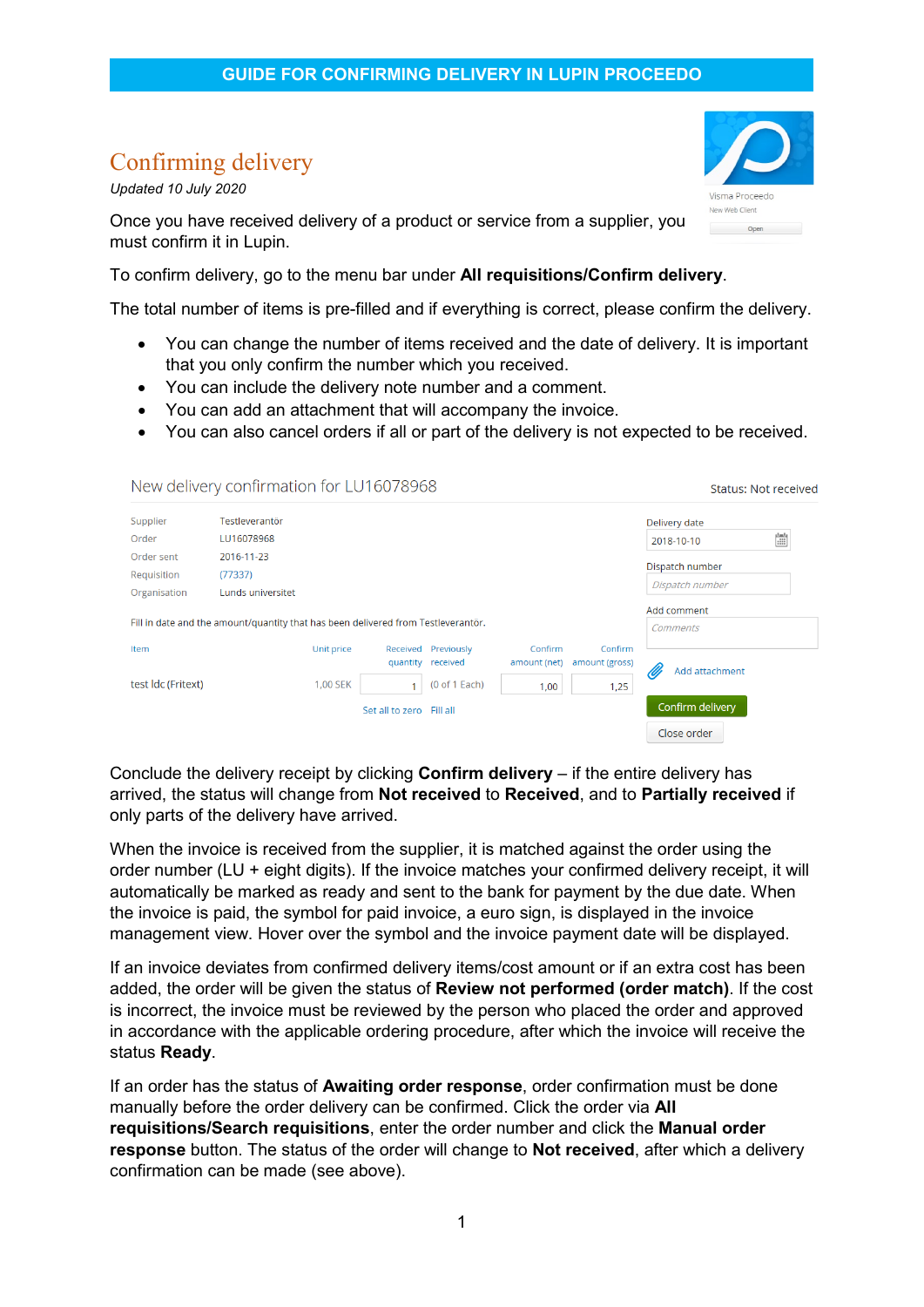GUIDE FOR CONFIRMING DELIVERY IN LUPIN PROCEEDO

# Confirming delivery

*Updated 10 July 2020*

Once you have received delivery of a product or service from a supplier, you must confirm it in Lupin.

To confirm delivery, go to the menu bar under **All requisitions/Confirm delivery**.

The total number of items is pre-filled and if everything is correct, please confirm the delivery.

- You can change the number of items received and the date of delivery. It is important that you only confirm the number which you received.
- You can include the delivery note number and a comment.
- You can add an attachment that will accompany the invoice.
- You can also cancel orders if all or part of the delivery is not expected to be received.

Conclude the delivery receipt by clicking **Confirm delivery** – if the entire delivery has arrived, the status will change from **Not received** to **Received**, and to **Partially received** if only parts of the delivery have arrived.

When the invoice is received from the supplier, it is matched against the order using the order number (LU + eight digits). If the invoice matches your confirmed delivery receipt, it will automatically be marked as ready and sent to the bank for payment by the due date. When the invoice is paid, the symbol for paid invoice, a euro sign, is displayed in the invoice management view. Hover over the symbol and the invoice payment date will be displayed.

If an invoice deviates from confirmed delivery items/cost amount or if an extra cost has been added, the order will be given the status of **Review not performed (order match)**. If the cost is incorrect, the invoice must be reviewed by the person who placed the order and approved in accordance with the applicable ordering procedure, after which the invoice will receive the status **Ready**.

If an order has the status of **Awaiting order response**, order confirmation must be done manually before the order delivery can be confirmed. Click the order via **All requisitions/Search requisitions**, enter the order number and click the **Manual order response** button. The status of the order will change to **Not received**, after which a delivery confirmation can be made (see above).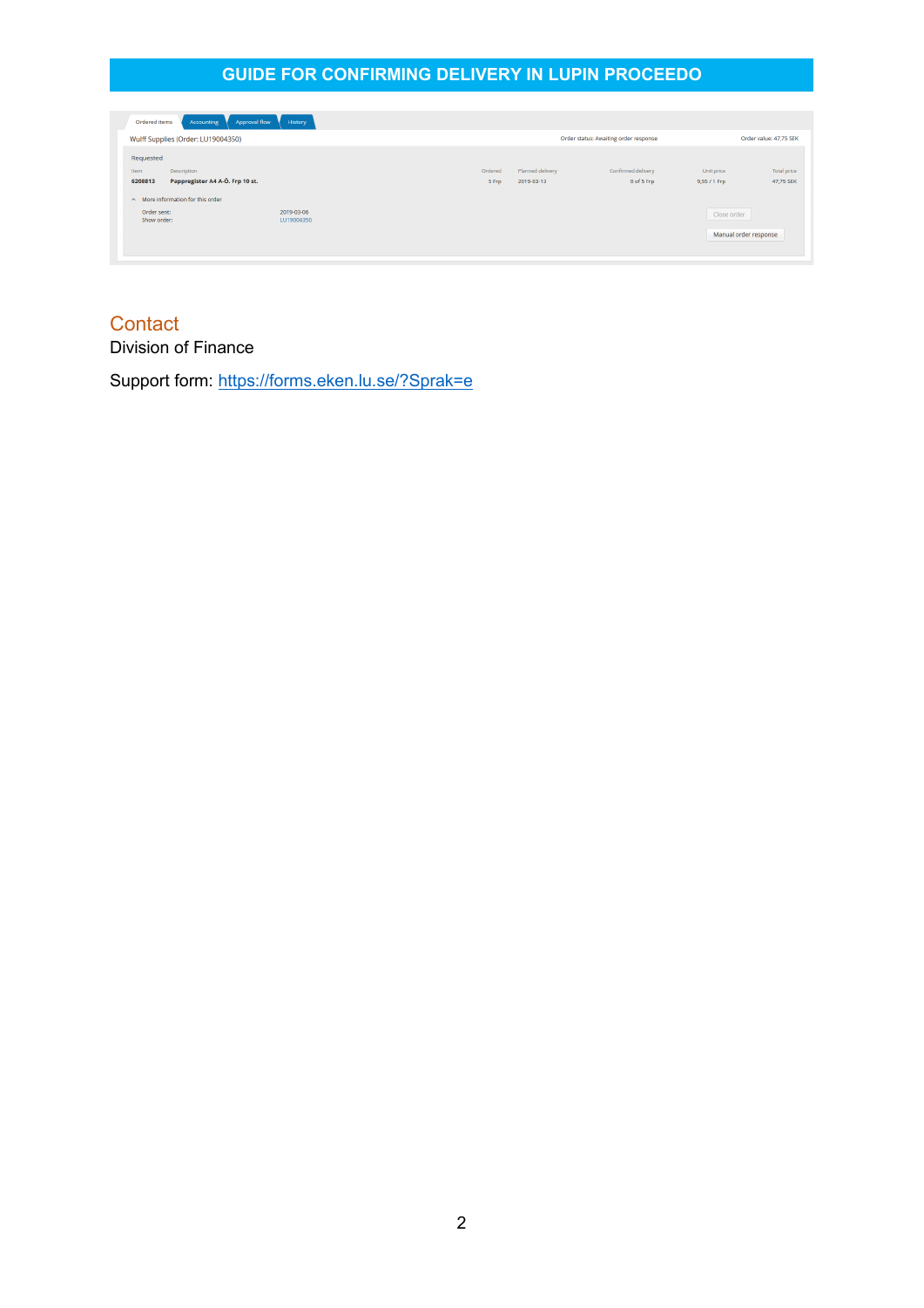## Contact

Division of Finance

Support form: [https://forms.eken.lu.se/?Sprak=e](https://forms.eken.lu.se/?Sprak=e)